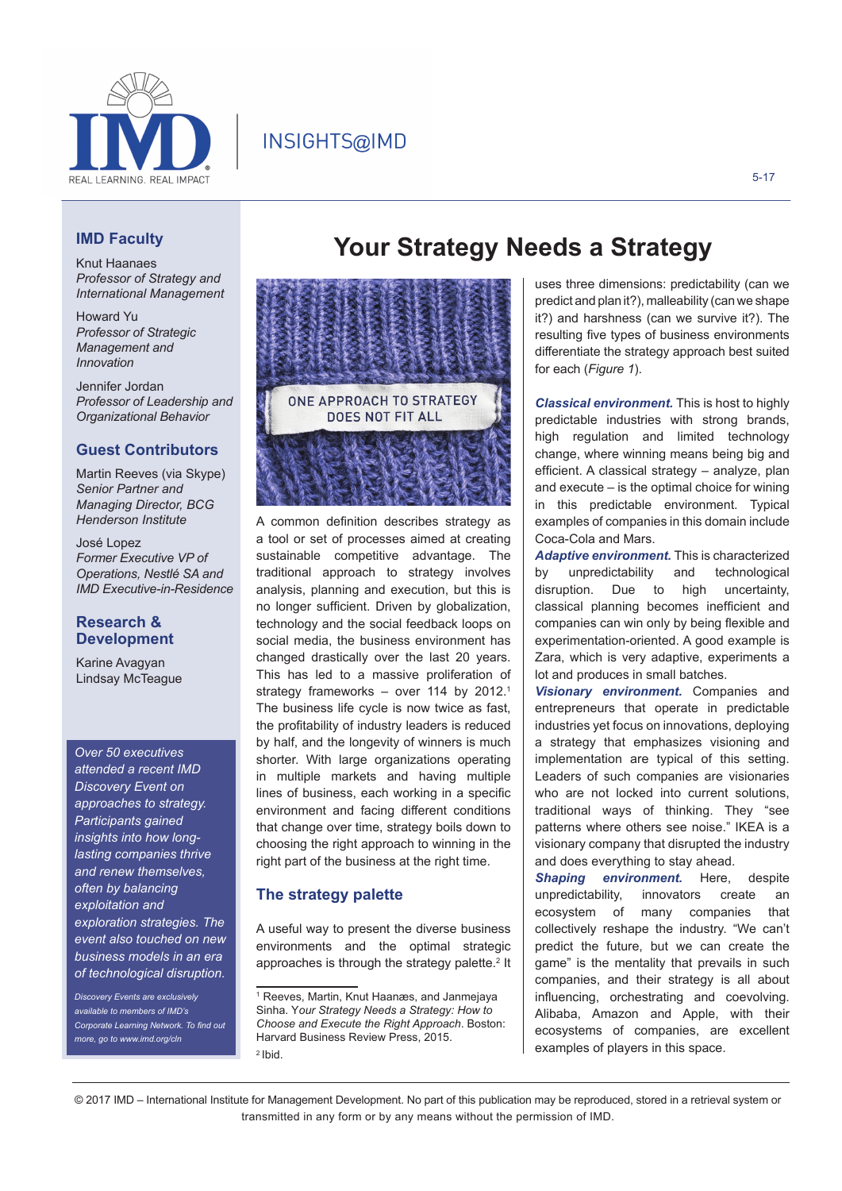INSIGHTS@IMD

# Your Strategy Needs a Strategy

## IMD Faculty

Knut Haanaes
*Professor of Strategy and International Management*

Howard Yu
*Professor of Strategic Management and Innovation*

Jennifer Jordan
*Professor of Leadership and Organizational Behavior*

## Guest Contributors

Martin Reeves (via Skype)
*Senior Partner and Managing Director, BCG Henderson Institute*

José Lopez
*Former Executive VP of Operations, Nestlé SA and IMD Executive-in-Residence*

## Research & Development

Karine Avagyan
Lindsay McTeague

*Over 50 executives attended a recent IMD Discovery Event on approaches to strategy. Participants gained insights into how long-lasting companies thrive and renew themselves, often by balancing exploitation and exploration strategies. The event also touched on new business models in an era of technological disruption.*

*Discovery Events are exclusively available to members of IMD's Corporate Learning Network. To find out more, go to www.imd.org/cln*

A common definition describes strategy as a tool or set of processes aimed at creating sustainable competitive advantage. The traditional approach to strategy involves analysis, planning and execution, but this is no longer sufficient. Driven by globalization, technology and the social feedback loops on social media, the business environment has changed drastically over the last 20 years. This has led to a massive proliferation of strategy frameworks – over 114 by 2012.[1] The business life cycle is now twice as fast, the profitability of industry leaders is reduced by half, and the longevity of winners is much shorter. With large organizations operating in multiple markets and having multiple lines of business, each working in a specific environment and facing different conditions that change over time, strategy boils down to choosing the right approach to winning in the right part of the business at the right time.

## The strategy palette

A useful way to present the diverse business environments and the optimal strategic approaches is through the strategy palette.[2] It uses three dimensions: predictability (can we predict and plan it?), malleability (can we shape it?) and harshness (can we survive it?). The resulting five types of business environments differentiate the strategy approach best suited for each (*Figure 1*).

***Classical environment.*** This is host to highly predictable industries with strong brands, high regulation and limited technology change, where winning means being big and efficient. A classical strategy – analyze, plan and execute – is the optimal choice for wining in this predictable environment. Typical examples of companies in this domain include Coca-Cola and Mars.

***Adaptive environment.*** This is characterized by unpredictability and technological disruption. Due to high uncertainty, classical planning becomes inefficient and companies can win only by being flexible and experimentation-oriented. A good example is Zara, which is very adaptive, experiments a lot and produces in small batches.

***Visionary environment.*** Companies and entrepreneurs that operate in predictable industries yet focus on innovations, deploying a strategy that emphasizes visioning and implementation are typical of this setting. Leaders of such companies are visionaries who are not locked into current solutions, traditional ways of thinking. They "see patterns where others see noise." IKEA is a visionary company that disrupted the industry and does everything to stay ahead.

***Shaping environment.*** Here, despite unpredictability, innovators create an ecosystem of many companies that collectively reshape the industry. "We can't predict the future, but we can create the game" is the mentality that prevails in such companies, and their strategy is all about influencing, orchestrating and coevolving. Alibaba, Amazon and Apple, with their ecosystems of companies, are excellent examples of players in this space.

---

[1] Reeves, Martin, Knut Haanæs, and Janmejaya Sinha. *Your Strategy Needs a Strategy: How to Choose and Execute the Right Approach*. Boston: Harvard Business Review Press, 2015.

[2] Ibid.

© 2017 IMD – International Institute for Management Development. No part of this publication may be reproduced, stored in a retrieval system or transmitted in any form or by any means without the permission of IMD.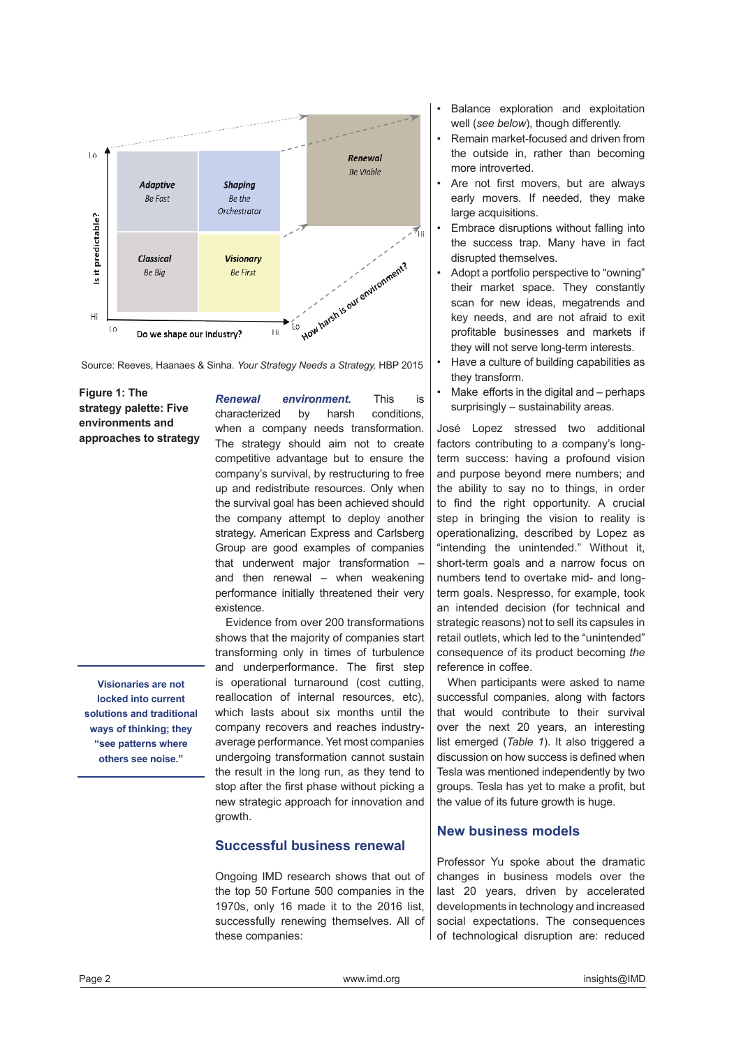Source: Reeves, Haanaes & Sinha. *Your Strategy Needs a Strategy,* HBP 2015

**Figure 1: The strategy palette: Five environments and approaches to strategy**

> **Visionaries are not locked into current solutions and traditional ways of thinking; they "see patterns where others see noise."**

***Renewal environment.*** This is characterized by harsh conditions, when a company needs transformation. The strategy should aim not to create competitive advantage but to ensure the company's survival, by restructuring to free up and redistribute resources. Only when the survival goal has been achieved should the company attempt to deploy another strategy. American Express and Carlsberg Group are good examples of companies that underwent major transformation – and then renewal – when weakening performance initially threatened their very existence.

Evidence from over 200 transformations shows that the majority of companies start transforming only in times of turbulence and underperformance. The first step is operational turnaround (cost cutting, reallocation of internal resources, etc), which lasts about six months until the company recovers and reaches industry-average performance. Yet most companies undergoing transformation cannot sustain the result in the long run, as they tend to stop after the first phase without picking a new strategic approach for innovation and growth.

## Successful business renewal

Ongoing IMD research shows that out of the top 50 Fortune 500 companies in the 1970s, only 16 made it to the 2016 list, successfully renewing themselves. All of these companies:

- Balance exploration and exploitation well (*see below*), though differently.
- Remain market-focused and driven from the outside in, rather than becoming more introverted.
- Are not first movers, but are always early movers. If needed, they make large acquisitions.
- Embrace disruptions without falling into the success trap. Many have in fact disrupted themselves.
- Adopt a portfolio perspective to "owning" their market space. They constantly scan for new ideas, megatrends and key needs, and are not afraid to exit profitable businesses and markets if they will not serve long-term interests.
- Have a culture of building capabilities as they transform.
- Make efforts in the digital and – perhaps surprisingly – sustainability areas.

José Lopez stressed two additional factors contributing to a company's long-term success: having a profound vision and purpose beyond mere numbers; and the ability to say no to things, in order to find the right opportunity. A crucial step in bringing the vision to reality is operationalizing, described by Lopez as "intending the unintended." Without it, short-term goals and a narrow focus on numbers tend to overtake mid- and long-term goals. Nespresso, for example, took an intended decision (for technical and strategic reasons) not to sell its capsules in retail outlets, which led to the "unintended" consequence of its product becoming *the* reference in coffee.

When participants were asked to name successful companies, along with factors that would contribute to their survival over the next 20 years, an interesting list emerged (*Table 1*). It also triggered a discussion on how success is defined when Tesla was mentioned independently by two groups. Tesla has yet to make a profit, but the value of its future growth is huge.

## New business models

Professor Yu spoke about the dramatic changes in business models over the last 20 years, driven by accelerated developments in technology and increased social expectations. The consequences of technological disruption are: reduced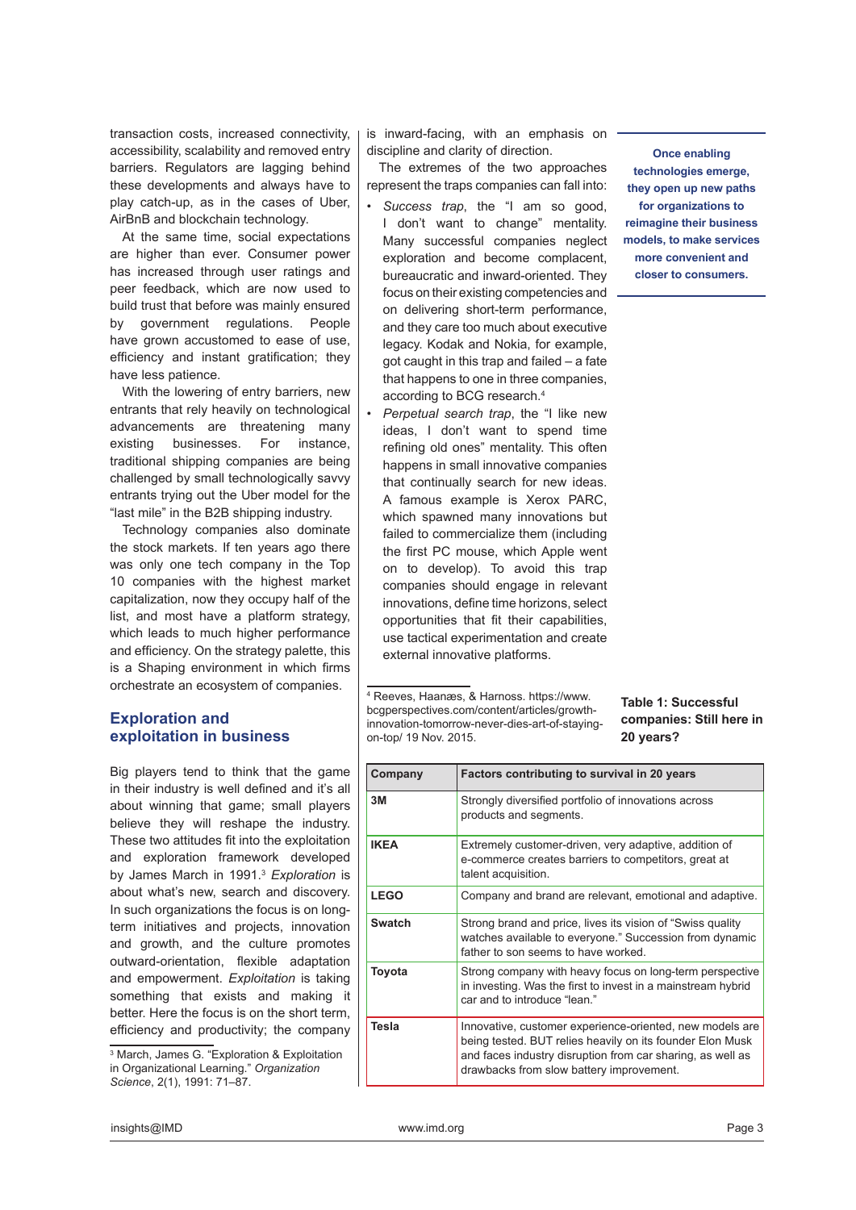transaction costs, increased connectivity, accessibility, scalability and removed entry barriers. Regulators are lagging behind these developments and always have to play catch-up, as in the cases of Uber, AirBnB and blockchain technology.

At the same time, social expectations are higher than ever. Consumer power has increased through user ratings and peer feedback, which are now used to build trust that before was mainly ensured by government regulations. People have grown accustomed to ease of use, efficiency and instant gratification; they have less patience.

With the lowering of entry barriers, new entrants that rely heavily on technological advancements are threatening many existing businesses. For instance, traditional shipping companies are being challenged by small technologically savvy entrants trying out the Uber model for the "last mile" in the B2B shipping industry.

Technology companies also dominate the stock markets. If ten years ago there was only one tech company in the Top 10 companies with the highest market capitalization, now they occupy half of the list, and most have a platform strategy, which leads to much higher performance and efficiency. On the strategy palette, this is a Shaping environment in which firms orchestrate an ecosystem of companies.

## Exploration and exploitation in business

Big players tend to think that the game in their industry is well defined and it's all about winning that game; small players believe they will reshape the industry. These two attitudes fit into the exploitation and exploration framework developed by James March in 1991.[3] *Exploration* is about what's new, search and discovery. In such organizations the focus is on long-term initiatives and projects, innovation and growth, and the culture promotes outward-orientation, flexible adaptation and empowerment. *Exploitation* is taking something that exists and making it better. Here the focus is on the short term, efficiency and productivity; the company is inward-facing, with an emphasis on discipline and clarity of direction.

The extremes of the two approaches represent the traps companies can fall into:

- *Success trap*, the "I am so good, I don't want to change" mentality. Many successful companies neglect exploration and become complacent, bureaucratic and inward-oriented. They focus on their existing competencies and on delivering short-term performance, and they care too much about executive legacy. Kodak and Nokia, for example, got caught in this trap and failed – a fate that happens to one in three companies, according to BCG research.[4]
- *Perpetual search trap*, the "I like new ideas, I don't want to spend time refining old ones" mentality. This often happens in small innovative companies that continually search for new ideas. A famous example is Xerox PARC, which spawned many innovations but failed to commercialize them (including the first PC mouse, which Apple went on to develop). To avoid this trap companies should engage in relevant innovations, define time horizons, select opportunities that fit their capabilities, use tactical experimentation and create external innovative platforms.

**Once enabling technologies emerge, they open up new paths for organizations to reimagine their business models, to make services more convenient and closer to consumers.**

**Table 1: Successful companies: Still here in 20 years?**

| Company | Factors contributing to survival in 20 years |
|---|---|
| **3M** | Strongly diversified portfolio of innovations across products and segments. |
| **IKEA** | Extremely customer-driven, very adaptive, addition of e-commerce creates barriers to competitors, great at talent acquisition. |
| **LEGO** | Company and brand are relevant, emotional and adaptive. |
| **Swatch** | Strong brand and price, lives its vision of "Swiss quality watches available to everyone." Succession from dynamic father to son seems to have worked. |
| **Toyota** | Strong company with heavy focus on long-term perspective in investing. Was the first to invest in a mainstream hybrid car and to introduce "lean." |
| **Tesla** | Innovative, customer experience-oriented, new models are being tested. BUT relies heavily on its founder Elon Musk and faces industry disruption from car sharing, as well as drawbacks from slow battery improvement. |

[3] March, James G. "Exploration & Exploitation in Organizational Learning." *Organization Science*, 2(1), 1991: 71–87.

[4] Reeves, Haanæs, & Harnoss. https://www.bcgperspectives.com/content/articles/growth-innovation-tomorrow-never-dies-art-of-staying-on-top/ 19 Nov. 2015.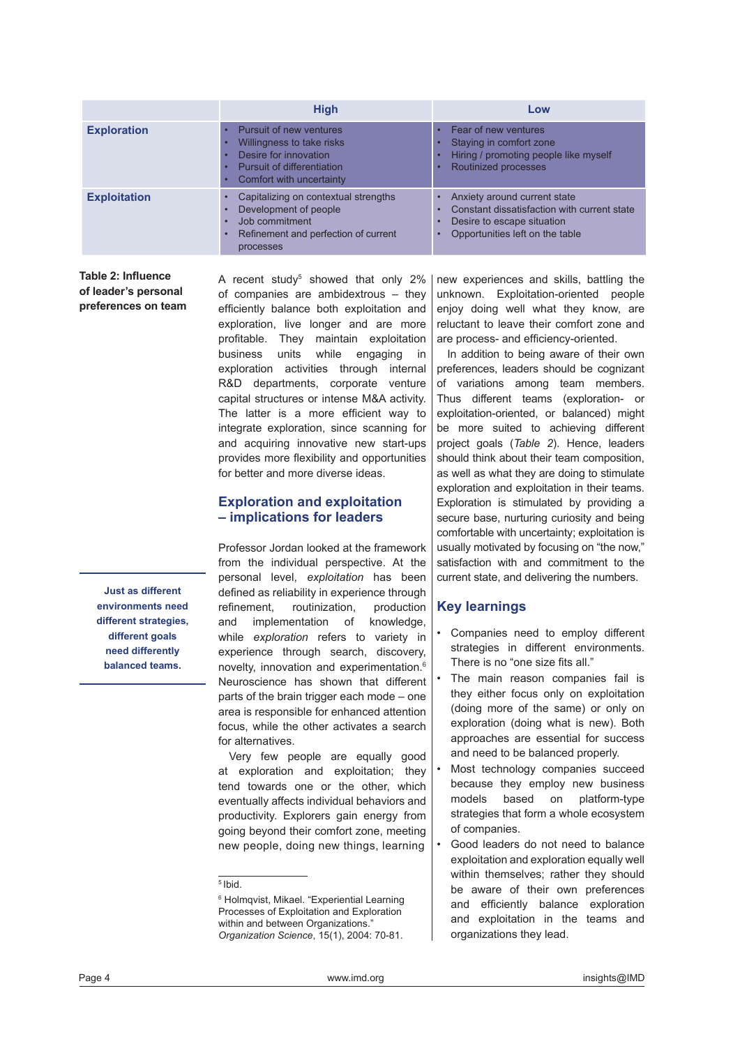| | High | Low |
|---|---|---|
| **Exploration** | • Pursuit of new ventures<br>• Willingness to take risks<br>• Desire for innovation<br>• Pursuit of differentiation<br>• Comfort with uncertainty | • Fear of new ventures<br>• Staying in comfort zone<br>• Hiring / promoting people like myself<br>• Routinized processes |
| **Exploitation** | • Capitalizing on contextual strengths<br>• Development of people<br>• Job commitment<br>• Refinement and perfection of current processes | • Anxiety around current state<br>• Constant dissatisfaction with current state<br>• Desire to escape situation<br>• Opportunities left on the table |

**Table 2: Influence of leader's personal preferences on team**

A recent study[5] showed that only 2% of companies are ambidextrous – they efficiently balance both exploitation and exploration, live longer and are more profitable. They maintain exploitation business units while engaging in exploration activities through internal R&D departments, corporate venture capital structures or intense M&A activity. The latter is a more efficient way to integrate exploration, since scanning for and acquiring innovative new start-ups provides more flexibility and opportunities for better and more diverse ideas.

## Exploration and exploitation – implications for leaders

Professor Jordan looked at the framework from the individual perspective. At the personal level, *exploitation* has been defined as reliability in experience through refinement, routinization, production and implementation of knowledge, while *exploration* refers to variety in experience through search, discovery, novelty, innovation and experimentation.[6] Neuroscience has shown that different parts of the brain trigger each mode – one area is responsible for enhanced attention focus, while the other activates a search for alternatives.

**Just as different environments need different strategies, different goals need differently balanced teams.**

Very few people are equally good at exploration and exploitation; they tend towards one or the other, which eventually affects individual behaviors and productivity. Explorers gain energy from going beyond their comfort zone, meeting new people, doing new things, learning new experiences and skills, battling the unknown. Exploitation-oriented people enjoy doing well what they know, are reluctant to leave their comfort zone and are process- and efficiency-oriented.

In addition to being aware of their own preferences, leaders should be cognizant of variations among team members. Thus different teams (exploration- or exploitation-oriented, or balanced) might be more suited to achieving different project goals (*Table 2*). Hence, leaders should think about their team composition, as well as what they are doing to stimulate exploration and exploitation in their teams. Exploration is stimulated by providing a secure base, nurturing curiosity and being comfortable with uncertainty; exploitation is usually motivated by focusing on "the now," satisfaction with and commitment to the current state, and delivering the numbers.

## Key learnings

- Companies need to employ different strategies in different environments. There is no "one size fits all."
- The main reason companies fail is they either focus only on exploitation (doing more of the same) or only on exploration (doing what is new). Both approaches are essential for success and need to be balanced properly.
- Most technology companies succeed because they employ new business models based on platform-type strategies that form a whole ecosystem of companies.
- Good leaders do not need to balance exploitation and exploration equally well within themselves; rather they should be aware of their own preferences and efficiently balance exploration and exploitation in the teams and organizations they lead.

---

[5] Ibid.

[6] Holmqvist, Mikael. "Experiential Learning Processes of Exploitation and Exploration within and between Organizations." *Organization Science*, 15(1), 2004: 70-81.